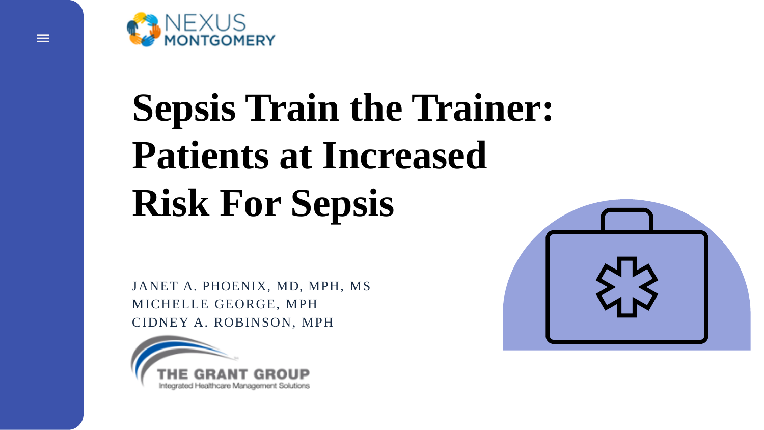NEXUS MONTGOMERY

# Sepsis Train the Trainer: Patients at Increased Risk For Sepsis

JANET A. PHOENIX, MD, MPH, MS
MICHELLE GEORGE, MPH
CIDNEY A. ROBINSON, MPH

THE GRANT GROUP
Integrated Healthcare Management Solutions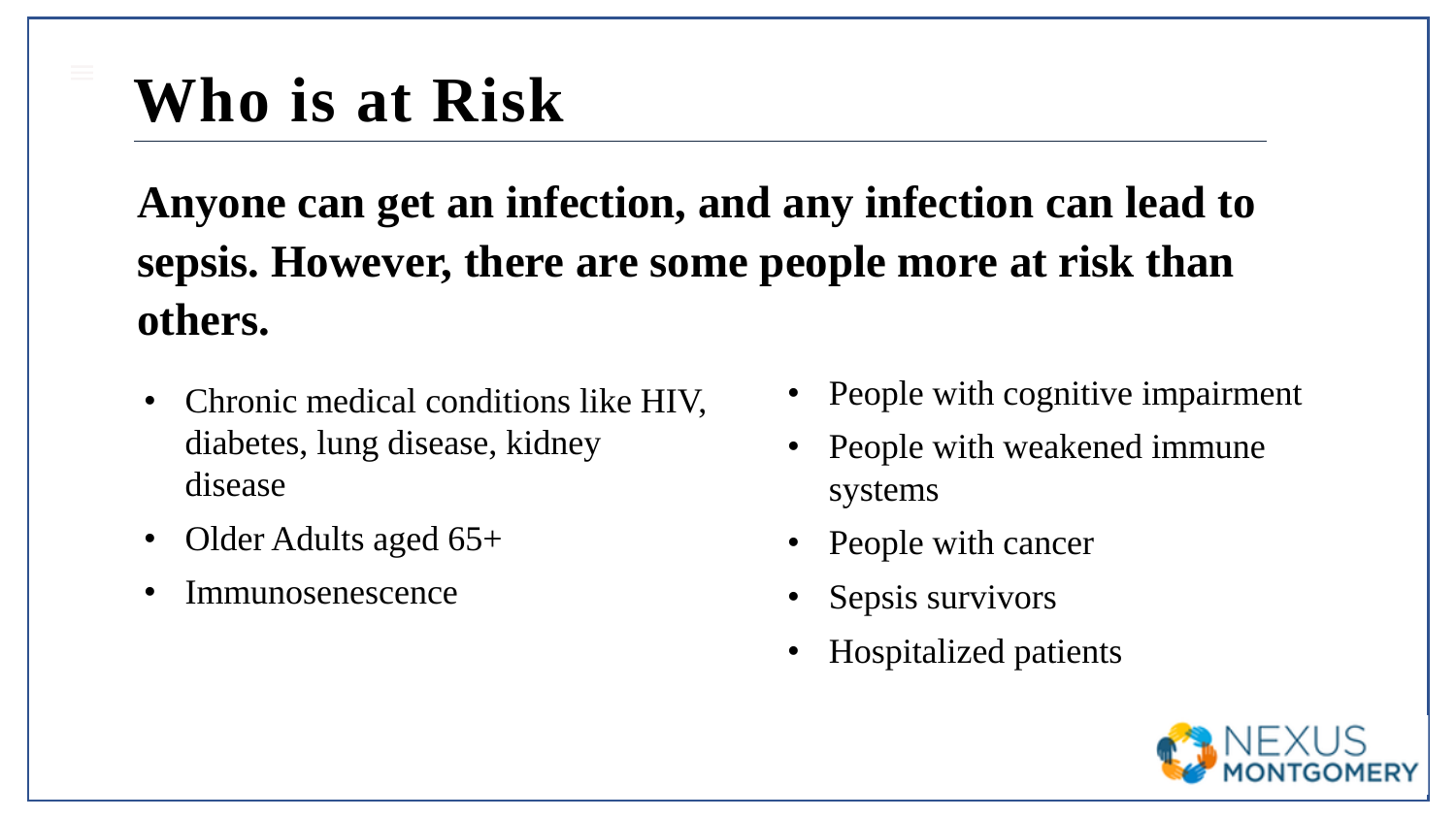# Who is at Risk

**Anyone can get an infection, and any infection can lead to sepsis. However, there are some people more at risk than others.**

- Chronic medical conditions like HIV, diabetes, lung disease, kidney disease
- Older Adults aged 65+
- Immunosenescence
- People with cognitive impairment
- People with weakened immune systems
- People with cancer
- Sepsis survivors
- Hospitalized patients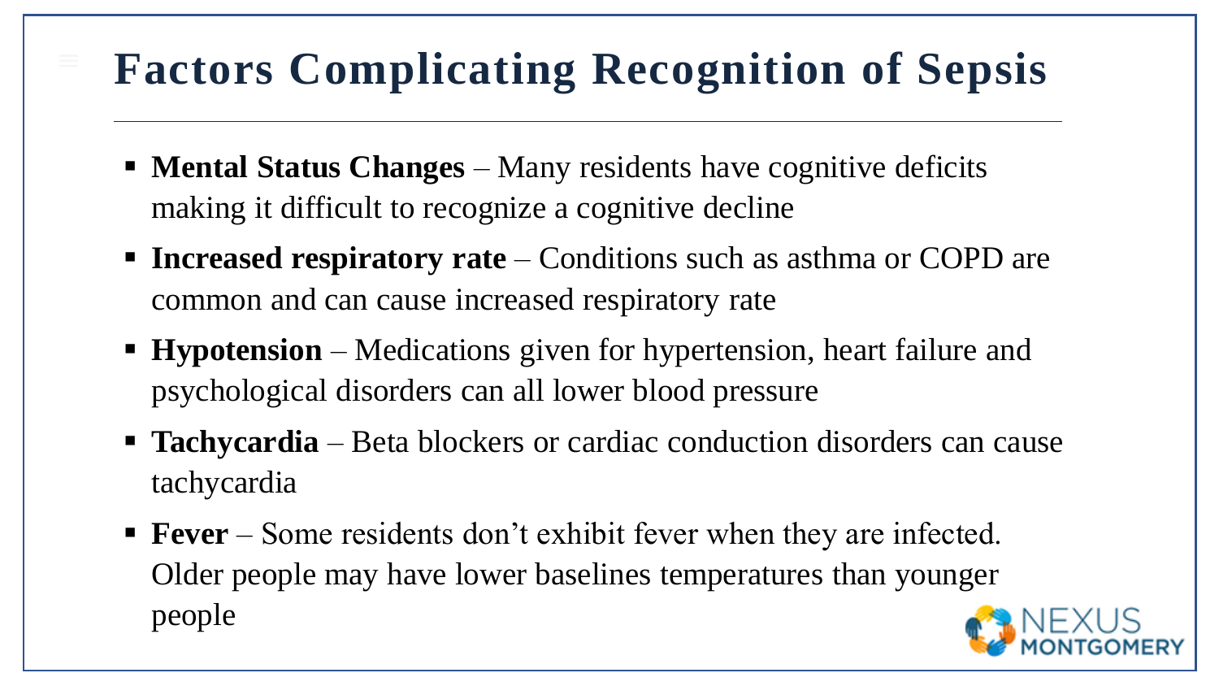# Factors Complicating Recognition of Sepsis

- **Mental Status Changes** – Many residents have cognitive deficits making it difficult to recognize a cognitive decline
- **Increased respiratory rate** – Conditions such as asthma or COPD are common and can cause increased respiratory rate
- **Hypotension** – Medications given for hypertension, heart failure and psychological disorders can all lower blood pressure
- **Tachycardia** – Beta blockers or cardiac conduction disorders can cause tachycardia
- **Fever** – Some residents don't exhibit fever when they are infected. Older people may have lower baselines temperatures than younger people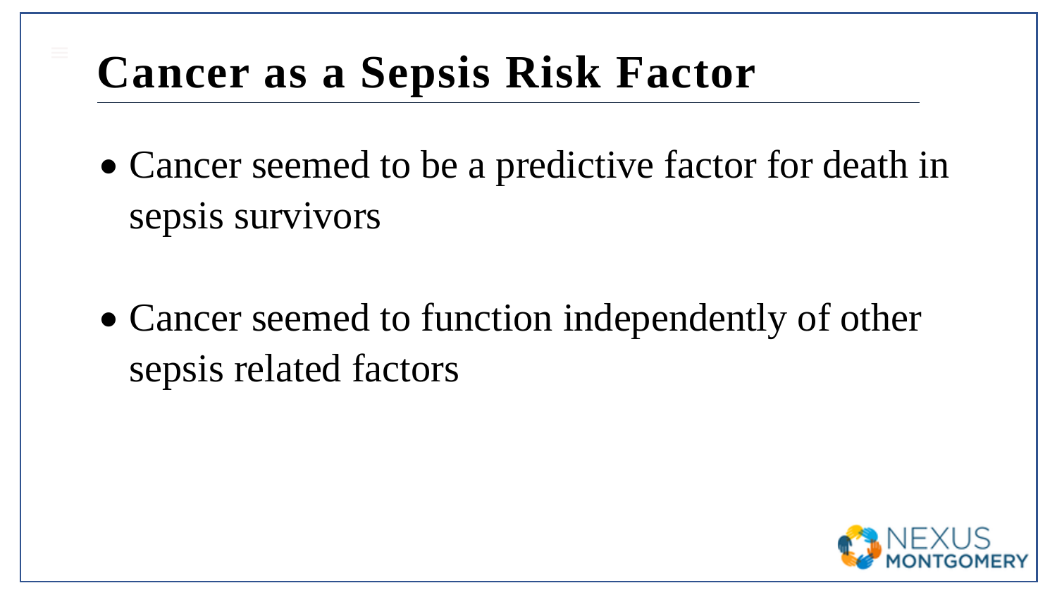# Cancer as a Sepsis Risk Factor

- Cancer seemed to be a predictive factor for death in sepsis survivors

- Cancer seemed to function independently of other sepsis related factors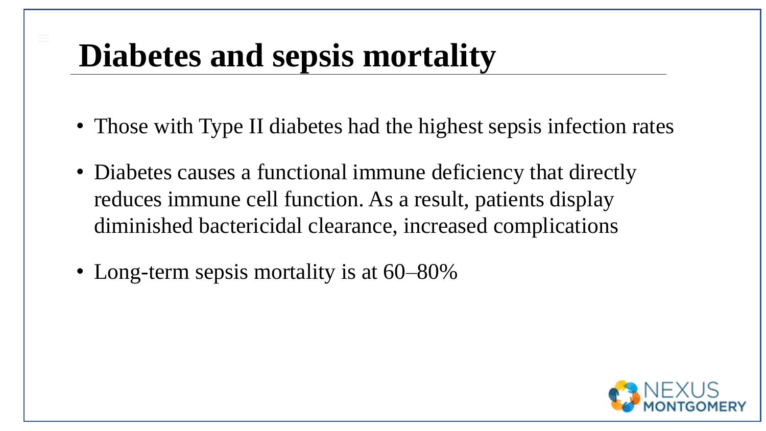# Diabetes and sepsis mortality

- Those with Type II diabetes had the highest sepsis infection rates
- Diabetes causes a functional immune deficiency that directly reduces immune cell function. As a result, patients display diminished bactericidal clearance, increased complications
- Long-term sepsis mortality is at 60–80%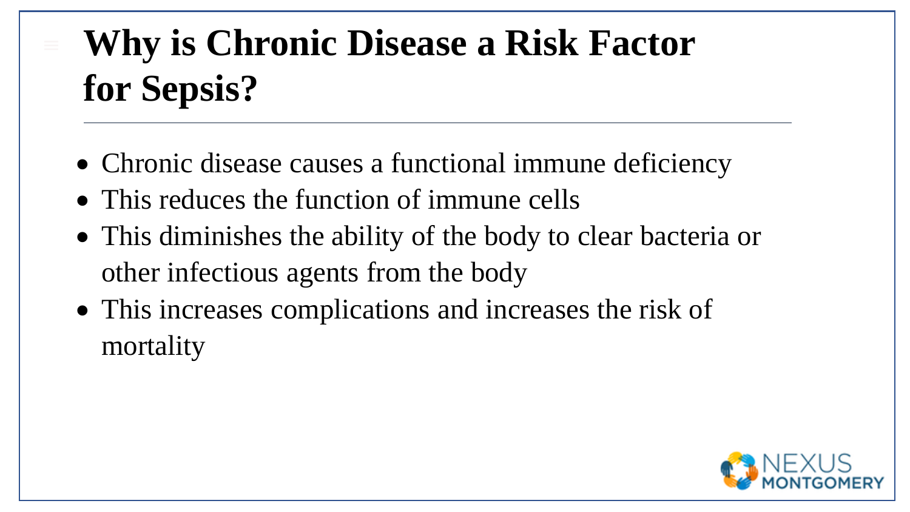# Why is Chronic Disease a Risk Factor for Sepsis?

- Chronic disease causes a functional immune deficiency
- This reduces the function of immune cells
- This diminishes the ability of the body to clear bacteria or other infectious agents from the body
- This increases complications and increases the risk of mortality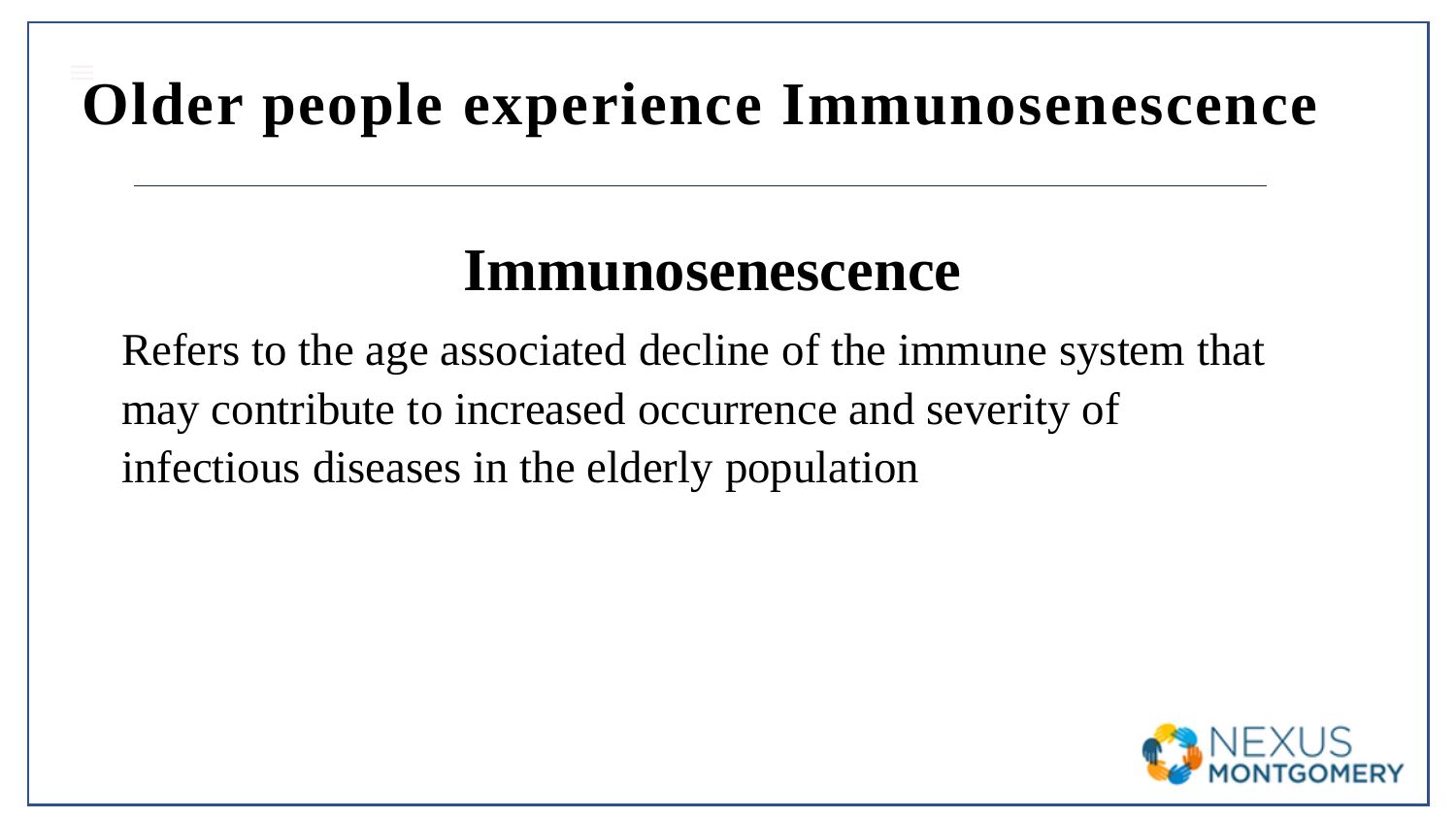# Older people experience Immunosenescence

## Immunosenescence

Refers to the age associated decline of the immune system that may contribute to increased occurrence and severity of infectious diseases in the elderly population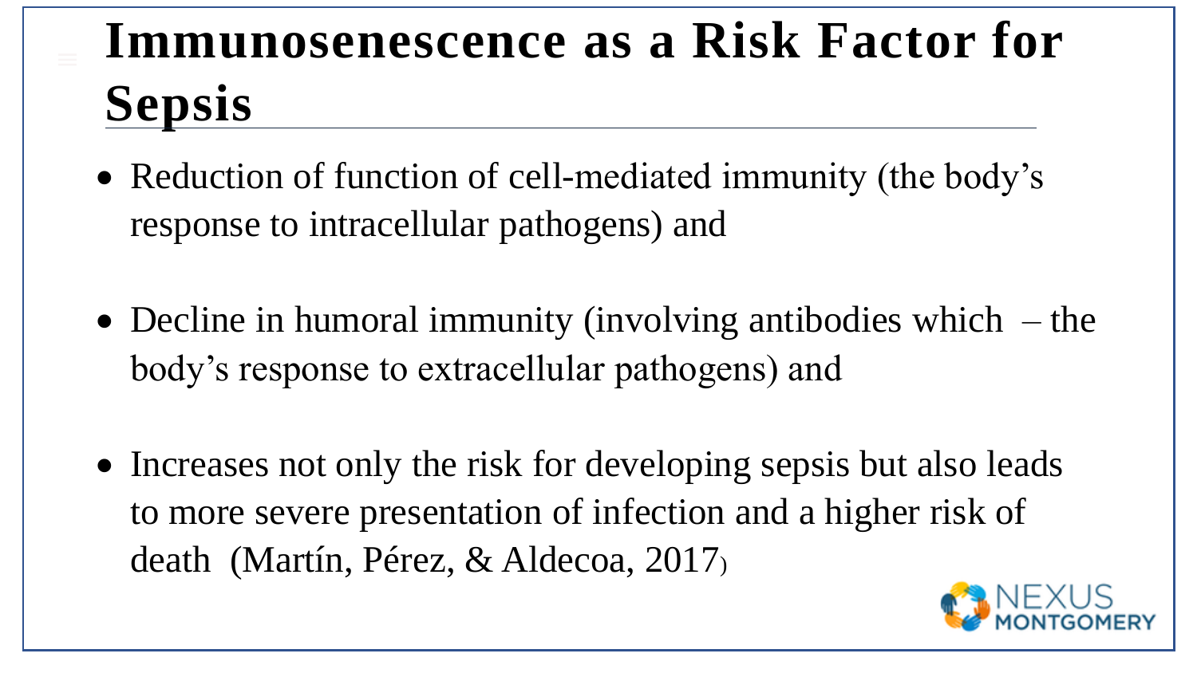# Immunosenescence as a Risk Factor for Sepsis

- Reduction of function of cell-mediated immunity (the body's response to intracellular pathogens) and
- Decline in humoral immunity (involving antibodies which – the body's response to extracellular pathogens) and
- Increases not only the risk for developing sepsis but also leads to more severe presentation of infection and a higher risk of death (Martín, Pérez, & Aldecoa, 2017)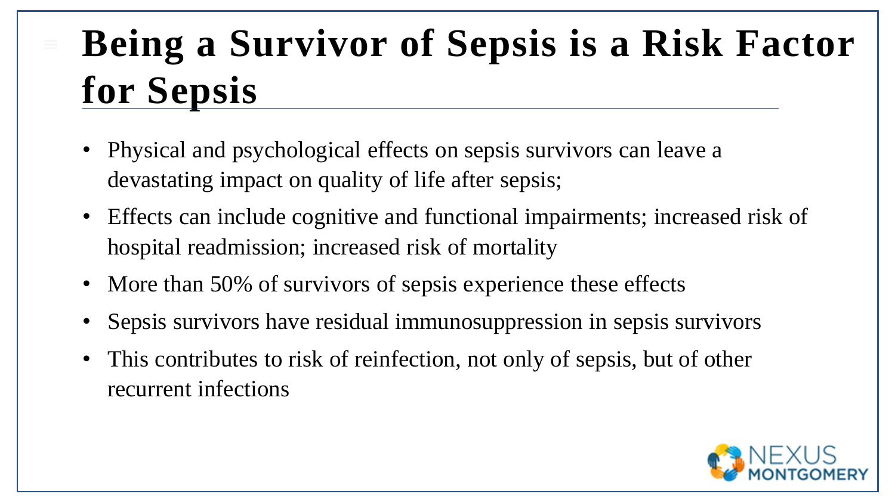# Being a Survivor of Sepsis is a Risk Factor for Sepsis

- Physical and psychological effects on sepsis survivors can leave a devastating impact on quality of life after sepsis;
- Effects can include cognitive and functional impairments; increased risk of hospital readmission; increased risk of mortality
- More than 50% of survivors of sepsis experience these effects
- Sepsis survivors have residual immunosuppression in sepsis survivors
- This contributes to risk of reinfection, not only of sepsis, but of other recurrent infections